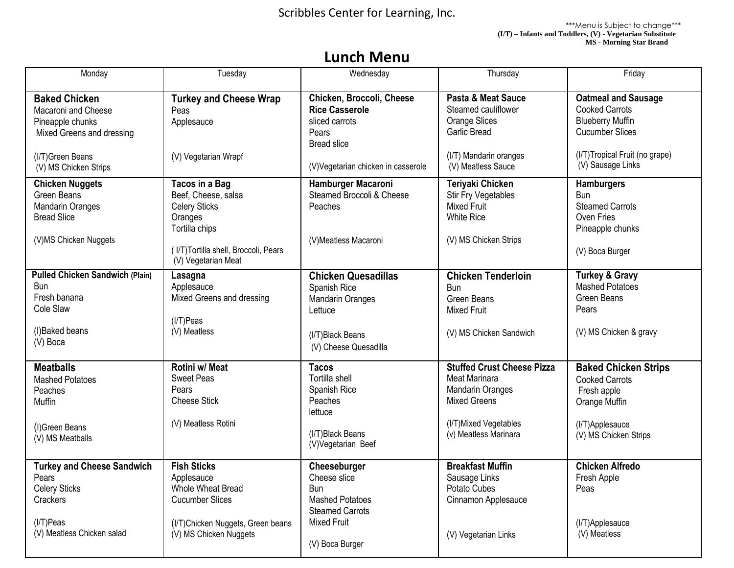Scribbles Center for Learning, Inc.

***Menu is Subject to change***
**(I/T) – Infants and Toddlers, (V) - Vegetarian Substitute**
**MS - Morning Star Brand**

# Lunch Menu

| Monday | Tuesday | Wednesday | Thursday | Friday |
|---|---|---|---|---|
| **Baked Chicken**<br>Macaroni and Cheese<br>Pineapple chunks<br>Mixed Greens and dressing<br><br>(I/T)Green Beans<br>(V) MS Chicken Strips | **Turkey and Cheese Wrap**<br>Peas<br>Applesauce<br><br>(V) Vegetarian Wrapf | **Chicken, Broccoli, Cheese Rice Casserole**<br>sliced carrots<br>Pears<br>Bread slice<br><br>(V)Vegetarian chicken in casserole | **Pasta & Meat Sauce**<br>Steamed cauliflower<br>Orange Slices<br>Garlic Bread<br><br>(I/T) Mandarin oranges<br>(V) Meatless Sauce | **Oatmeal and Sausage**<br>Cooked Carrots<br>Blueberry Muffin<br>Cucumber Slices<br><br>(I/T)Tropical Fruit (no grape)<br>(V) Sausage Links |
| **Chicken Nuggets**<br>Green Beans<br>Mandarin Oranges<br>Bread Slice<br><br>(V)MS Chicken Nuggets | **Tacos in a Bag**<br>Beef, Cheese, salsa<br>Celery Sticks<br>Oranges<br>Tortilla chips<br><br>( I/T)Tortilla shell, Broccoli, Pears<br>(V) Vegetarian Meat | **Hamburger Macaroni**<br>Steamed Broccoli & Cheese<br>Peaches<br><br>(V)Meatless Macaroni | **Teriyaki Chicken**<br>Stir Fry Vegetables<br>Mixed Fruit<br>White Rice<br><br>(V) MS Chicken Strips | **Hamburgers**<br>Bun<br>Steamed Carrots<br>Oven Fries<br>Pineapple chunks<br><br>(V) Boca Burger |
| **Pulled Chicken Sandwich (Plain)**<br>Bun<br>Fresh banana<br>Cole Slaw<br><br>(I)Baked beans<br>(V) Boca | **Lasagna**<br>Applesauce<br>Mixed Greens and dressing<br><br>(I/T)Peas<br>(V) Meatless | **Chicken Quesadillas**<br>Spanish Rice<br>Mandarin Oranges<br>Lettuce<br><br>(I/T)Black Beans<br>(V) Cheese Quesadilla | **Chicken Tenderloin**<br>Bun<br>Green Beans<br>Mixed Fruit<br><br>(V) MS Chicken Sandwich | **Turkey & Gravy**<br>Mashed Potatoes<br>Green Beans<br>Pears<br><br>(V) MS Chicken & gravy |
| **Meatballs**<br>Mashed Potatoes<br>Peaches<br>Muffin<br><br>(I)Green Beans<br>(V) MS Meatballs | **Rotini w/ Meat**<br>Sweet Peas<br>Pears<br>Cheese Stick<br><br>(V) Meatless Rotini | **Tacos**<br>Tortilla shell<br>Spanish Rice<br>Peaches<br>lettuce<br><br>(I/T)Black Beans<br>(V)Vegetarian Beef | **Stuffed Crust Cheese Pizza**<br>Meat Marinara<br>Mandarin Oranges<br>Mixed Greens<br><br>(I/T)Mixed Vegetables<br>(v) Meatless Marinara | **Baked Chicken Strips**<br>Cooked Carrots<br>Fresh apple<br>Orange Muffin<br><br>(I/T)Applesauce<br>(V) MS Chicken Strips |
| **Turkey and Cheese Sandwich**<br>Pears<br>Celery Sticks<br>Crackers<br><br>(I/T)Peas<br>(V) Meatless Chicken salad | **Fish Sticks**<br>Applesauce<br>Whole Wheat Bread<br>Cucumber Slices<br><br>(I/T)Chicken Nuggets, Green beans<br>(V) MS Chicken Nuggets | **Cheeseburger**<br>Cheese slice<br>Bun<br>Mashed Potatoes<br>Steamed Carrots<br>Mixed Fruit<br><br>(V) Boca Burger | **Breakfast Muffin**<br>Sausage Links<br>Potato Cubes<br>Cinnamon Applesauce<br><br>(V) Vegetarian Links | **Chicken Alfredo**<br>Fresh Apple<br>Peas<br><br>(I/T)Applesauce<br>(V) Meatless |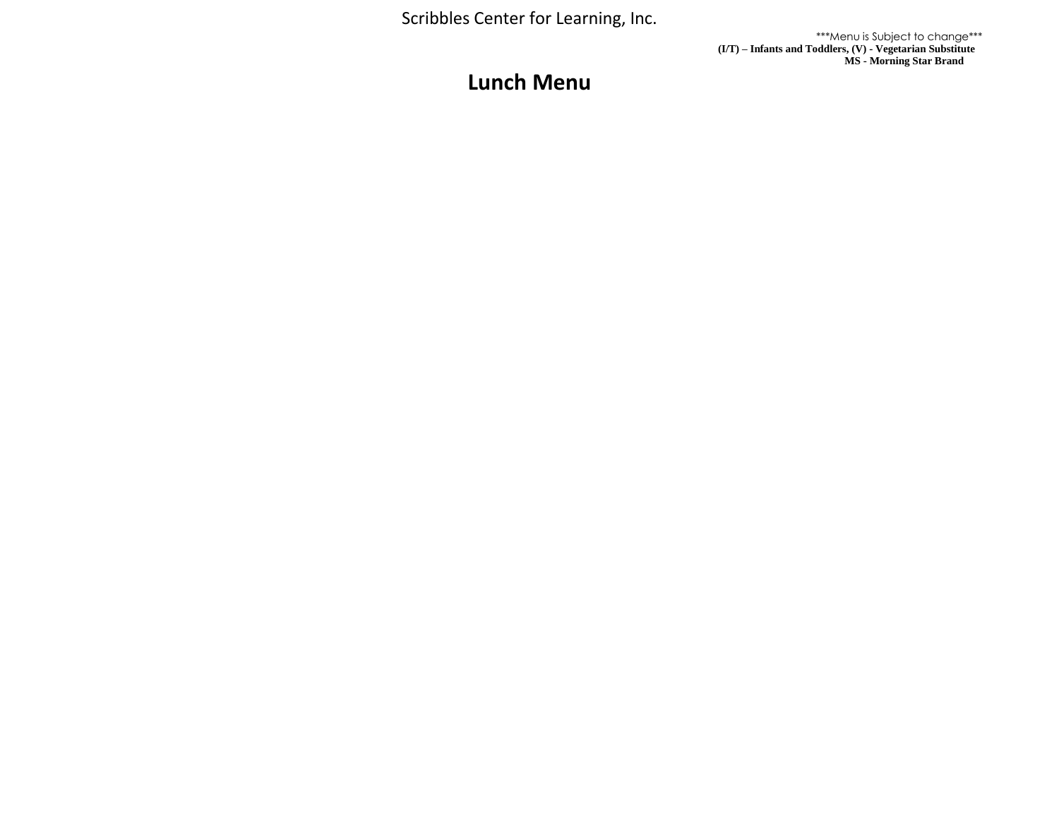Scribbles Center for Learning, Inc.

***Menu is Subject to change***

**(I/T) – Infants and Toddlers, (V) - Vegetarian Substitute**

**MS - Morning Star Brand**

# Lunch Menu